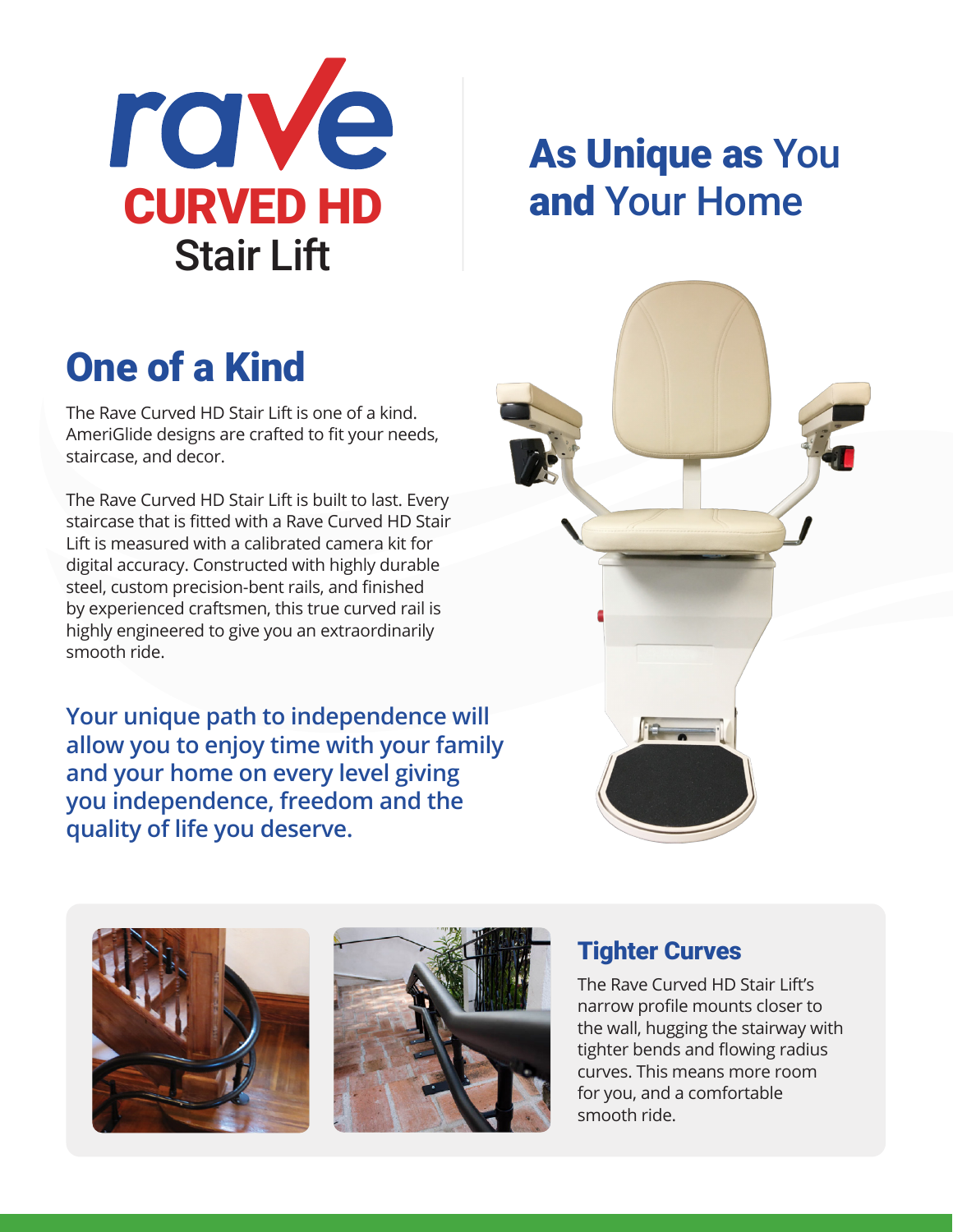# rave CURVED HD Stair Lift

# As Unique as You and Your Home

## One of a Kind

The Rave Curved HD Stair Lift is one of a kind. AmeriGlide designs are crafted to fit your needs, staircase, and decor.

The Rave Curved HD Stair Lift is built to last. Every staircase that is fitted with a Rave Curved HD Stair Lift is measured with a calibrated camera kit for digital accuracy. Constructed with highly durable steel, custom precision-bent rails, and finished by experienced craftsmen, this true curved rail is highly engineered to give you an extraordinarily smooth ride.

**Your unique path to independence will allow you to enjoy time with your family and your home on every level giving you independence, freedom and the quality of life you deserve.**

## Tighter Curves

The Rave Curved HD Stair Lift's narrow profile mounts closer to the wall, hugging the stairway with tighter bends and flowing radius curves. This means more room for you, and a comfortable smooth ride.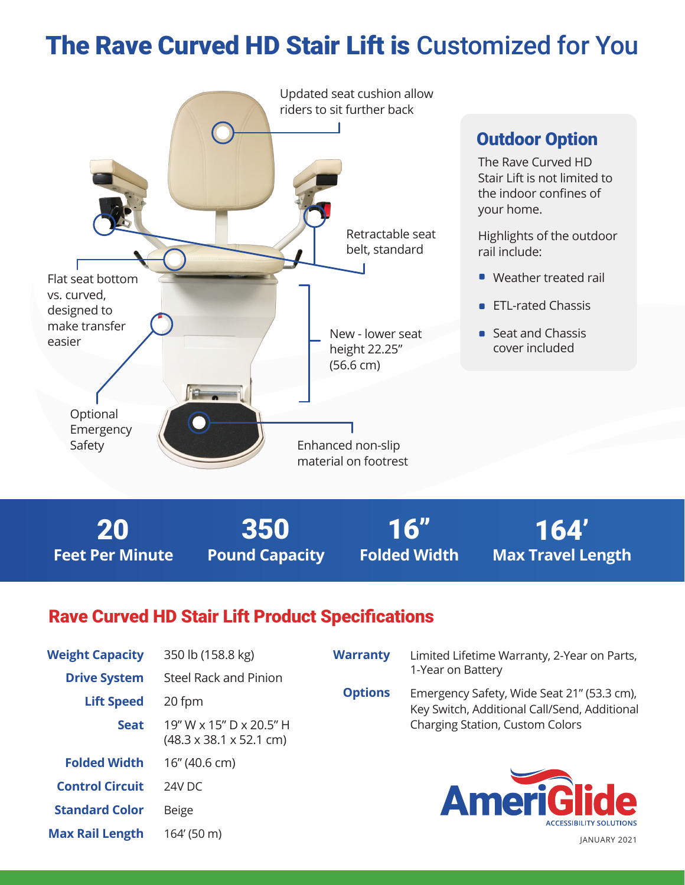# The Rave Curved HD Stair Lift is Customized for You

Updated seat cushion allow riders to sit further back

Retractable seat belt, standard

Flat seat bottom vs. curved, designed to make transfer easier

New - lower seat height 22.25" (56.6 cm)

Optional Emergency Safety

Enhanced non-slip material on footrest

## Outdoor Option

The Rave Curved HD Stair Lift is not limited to the indoor confines of your home.

Highlights of the outdoor rail include:

- Weather treated rail
- ETL-rated Chassis
- Seat and Chassis cover included

**20** Feet Per Minute

**350** Pound Capacity

**16"** Folded Width

**164'** Max Travel Length

## Rave Curved HD Stair Lift Product Specifications

| | |
|---|---|
| **Weight Capacity** | 350 lb (158.8 kg) |
| **Drive System** | Steel Rack and Pinion |
| **Lift Speed** | 20 fpm |
| **Seat** | 19" W x 15" D x 20.5" H (48.3 x 38.1 x 52.1 cm) |
| **Folded Width** | 16" (40.6 cm) |
| **Control Circuit** | 24V DC |
| **Standard Color** | Beige |
| **Max Rail Length** | 164' (50 m) |
| **Warranty** | Limited Lifetime Warranty, 2-Year on Parts, 1-Year on Battery |
| **Options** | Emergency Safety, Wide Seat 21" (53.3 cm), Key Switch, Additional Call/Send, Additional Charging Station, Custom Colors |

AmeriGlide
ACCESSIBILITY SOLUTIONS

JANUARY 2021